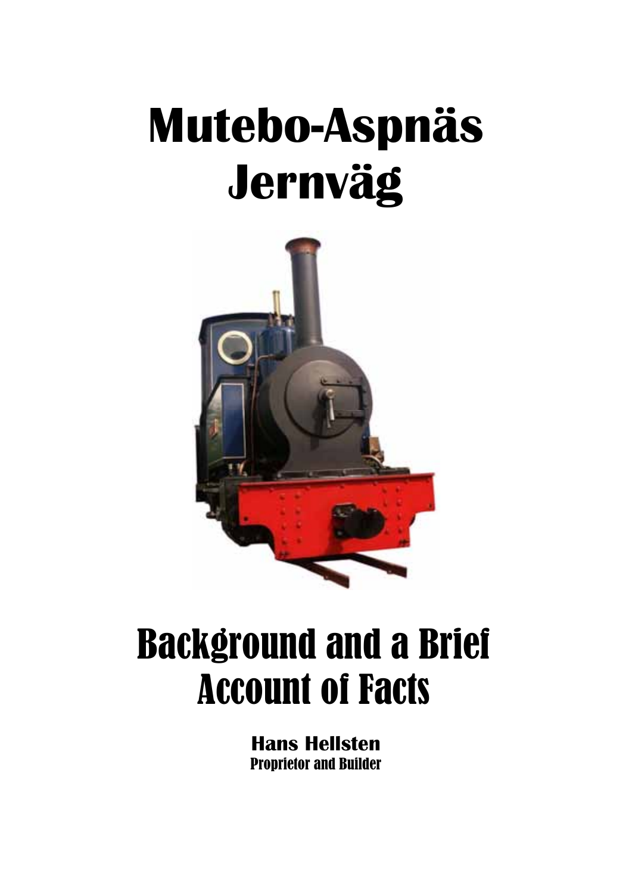# Mutebo-Aspnäs Jernväg

# Background and a Brief Account of Facts

**Hans Hellsten**
**Proprietor and Builder**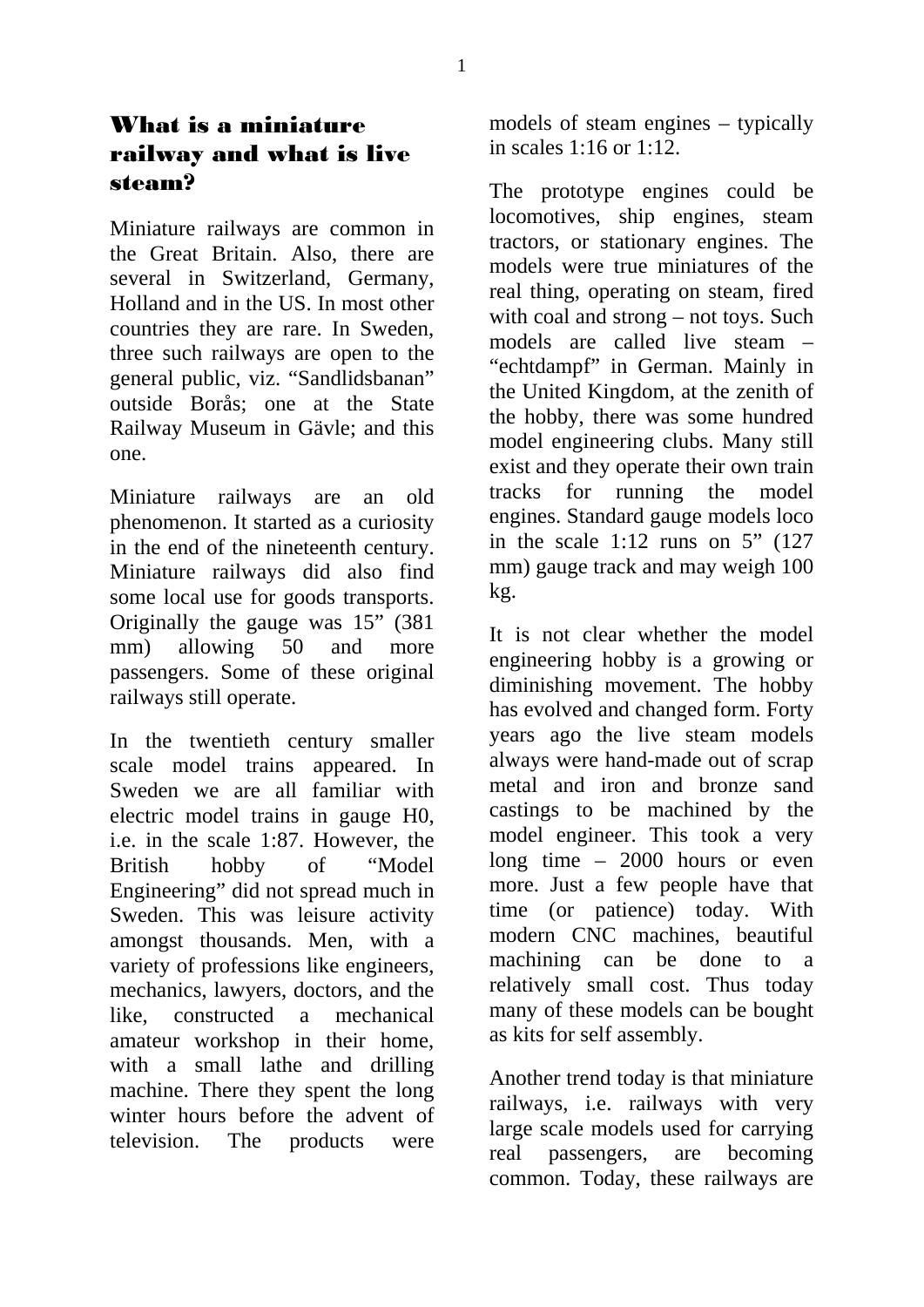# What is a miniature railway and what is live steam?

Miniature railways are common in the Great Britain. Also, there are several in Switzerland, Germany, Holland and in the US. In most other countries they are rare. In Sweden, three such railways are open to the general public, viz. "Sandlidsbanan" outside Borås; one at the State Railway Museum in Gävle; and this one.

Miniature railways are an old phenomenon. It started as a curiosity in the end of the nineteenth century. Miniature railways did also find some local use for goods transports. Originally the gauge was 15" (381 mm) allowing 50 and more passengers. Some of these original railways still operate.

In the twentieth century smaller scale model trains appeared. In Sweden we are all familiar with electric model trains in gauge H0, i.e. in the scale 1:87. However, the British hobby of "Model Engineering" did not spread much in Sweden. This was leisure activity amongst thousands. Men, with a variety of professions like engineers, mechanics, lawyers, doctors, and the like, constructed a mechanical amateur workshop in their home, with a small lathe and drilling machine. There they spent the long winter hours before the advent of television. The products were models of steam engines – typically in scales 1:16 or 1:12.

The prototype engines could be locomotives, ship engines, steam tractors, or stationary engines. The models were true miniatures of the real thing, operating on steam, fired with coal and strong – not toys. Such models are called live steam – "echtdampf" in German. Mainly in the United Kingdom, at the zenith of the hobby, there was some hundred model engineering clubs. Many still exist and they operate their own train tracks for running the model engines. Standard gauge models loco in the scale 1:12 runs on 5" (127 mm) gauge track and may weigh 100 kg.

It is not clear whether the model engineering hobby is a growing or diminishing movement. The hobby has evolved and changed form. Forty years ago the live steam models always were hand-made out of scrap metal and iron and bronze sand castings to be machined by the model engineer. This took a very long time – 2000 hours or even more. Just a few people have that time (or patience) today. With modern CNC machines, beautiful machining can be done to a relatively small cost. Thus today many of these models can be bought as kits for self assembly.

Another trend today is that miniature railways, i.e. railways with very large scale models used for carrying real passengers, are becoming common. Today, these railways are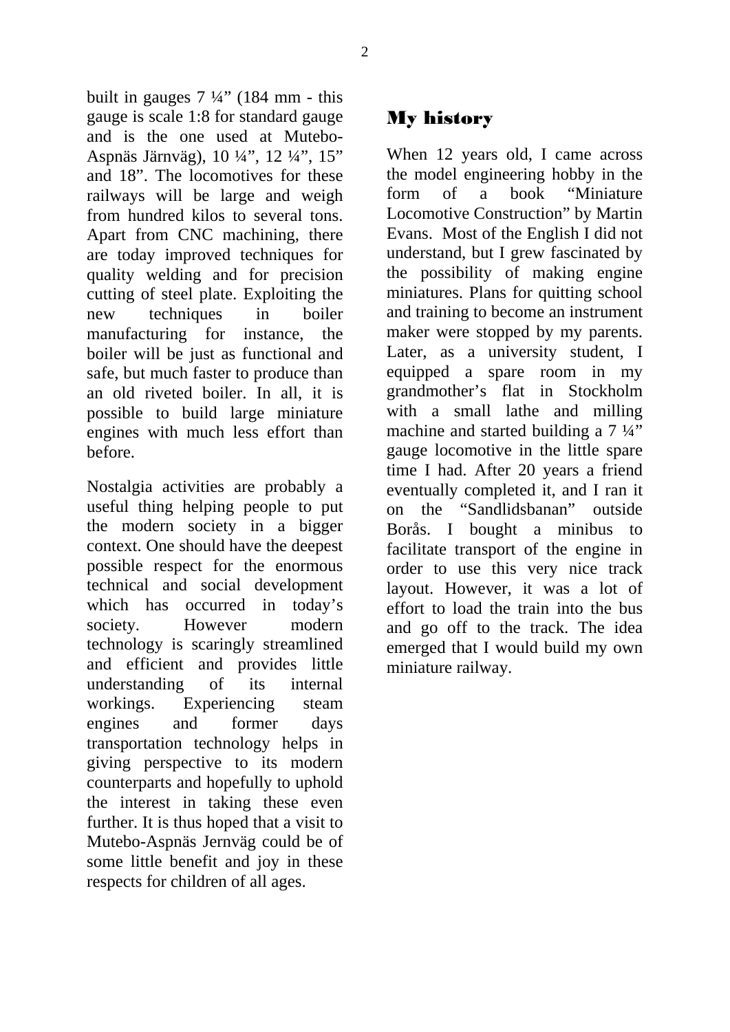built in gauges 7 ¼” (184 mm - this gauge is scale 1:8 for standard gauge and is the one used at Mutebo-Aspnäs Järnväg), 10 ¼”, 12 ¼”, 15” and 18”. The locomotives for these railways will be large and weigh from hundred kilos to several tons. Apart from CNC machining, there are today improved techniques for quality welding and for precision cutting of steel plate. Exploiting the new techniques in boiler manufacturing for instance, the boiler will be just as functional and safe, but much faster to produce than an old riveted boiler. In all, it is possible to build large miniature engines with much less effort than before.

Nostalgia activities are probably a useful thing helping people to put the modern society in a bigger context. One should have the deepest possible respect for the enormous technical and social development which has occurred in today’s society. However modern technology is scaringly streamlined and efficient and provides little understanding of its internal workings. Experiencing steam engines and former days transportation technology helps in giving perspective to its modern counterparts and hopefully to uphold the interest in taking these even further. It is thus hoped that a visit to Mutebo-Aspnäs Jernväg could be of some little benefit and joy in these respects for children of all ages.

## My history

When 12 years old, I came across the model engineering hobby in the form of a book “Miniature Locomotive Construction” by Martin Evans. Most of the English I did not understand, but I grew fascinated by the possibility of making engine miniatures. Plans for quitting school and training to become an instrument maker were stopped by my parents. Later, as a university student, I equipped a spare room in my grandmother’s flat in Stockholm with a small lathe and milling machine and started building a 7 ¼” gauge locomotive in the little spare time I had. After 20 years a friend eventually completed it, and I ran it on the “Sandlidsbanan” outside Borås. I bought a minibus to facilitate transport of the engine in order to use this very nice track layout. However, it was a lot of effort to load the train into the bus and go off to the track. The idea emerged that I would build my own miniature railway.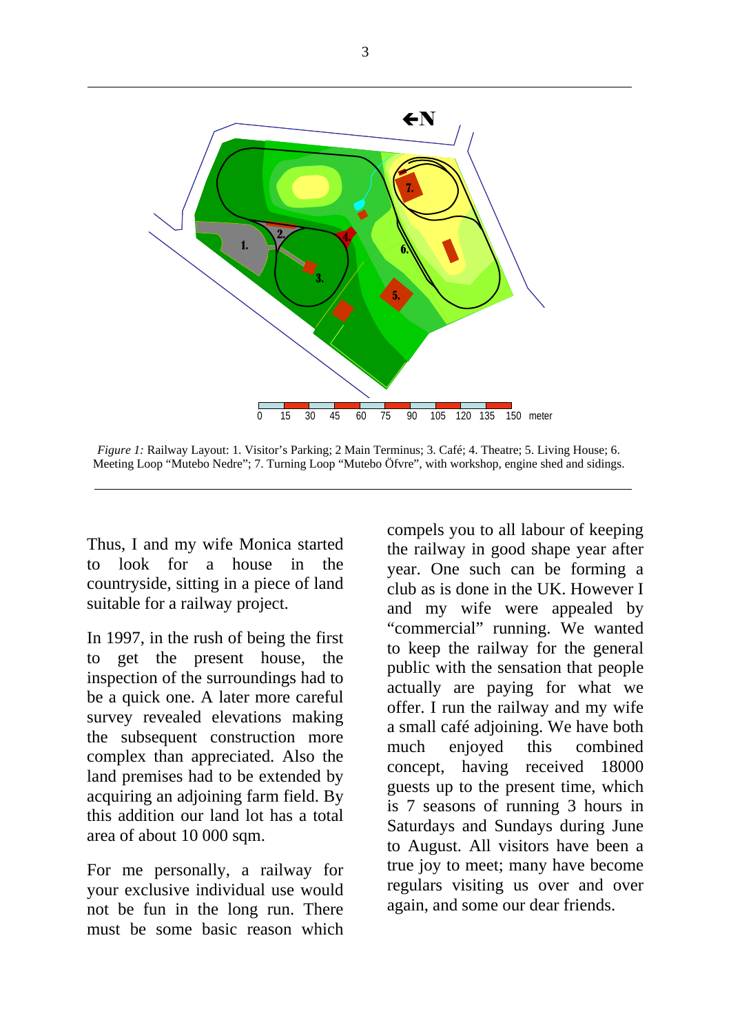*Figure 1:* Railway Layout: 1. Visitor's Parking; 2 Main Terminus; 3. Café; 4. Theatre; 5. Living House; 6. Meeting Loop "Mutebo Nedre"; 7. Turning Loop "Mutebo Öfvre", with workshop, engine shed and sidings.

Thus, I and my wife Monica started to look for a house in the countryside, sitting in a piece of land suitable for a railway project.

In 1997, in the rush of being the first to get the present house, the inspection of the surroundings had to be a quick one. A later more careful survey revealed elevations making the subsequent construction more complex than appreciated. Also the land premises had to be extended by acquiring an adjoining farm field. By this addition our land lot has a total area of about 10 000 sqm.

For me personally, a railway for your exclusive individual use would not be fun in the long run. There must be some basic reason which compels you to all labour of keeping the railway in good shape year after year. One such can be forming a club as is done in the UK. However I and my wife were appealed by "commercial" running. We wanted to keep the railway for the general public with the sensation that people actually are paying for what we offer. I run the railway and my wife a small café adjoining. We have both much enjoyed this combined concept, having received 18000 guests up to the present time, which is 7 seasons of running 3 hours in Saturdays and Sundays during June to August. All visitors have been a true joy to meet; many have become regulars visiting us over and over again, and some our dear friends.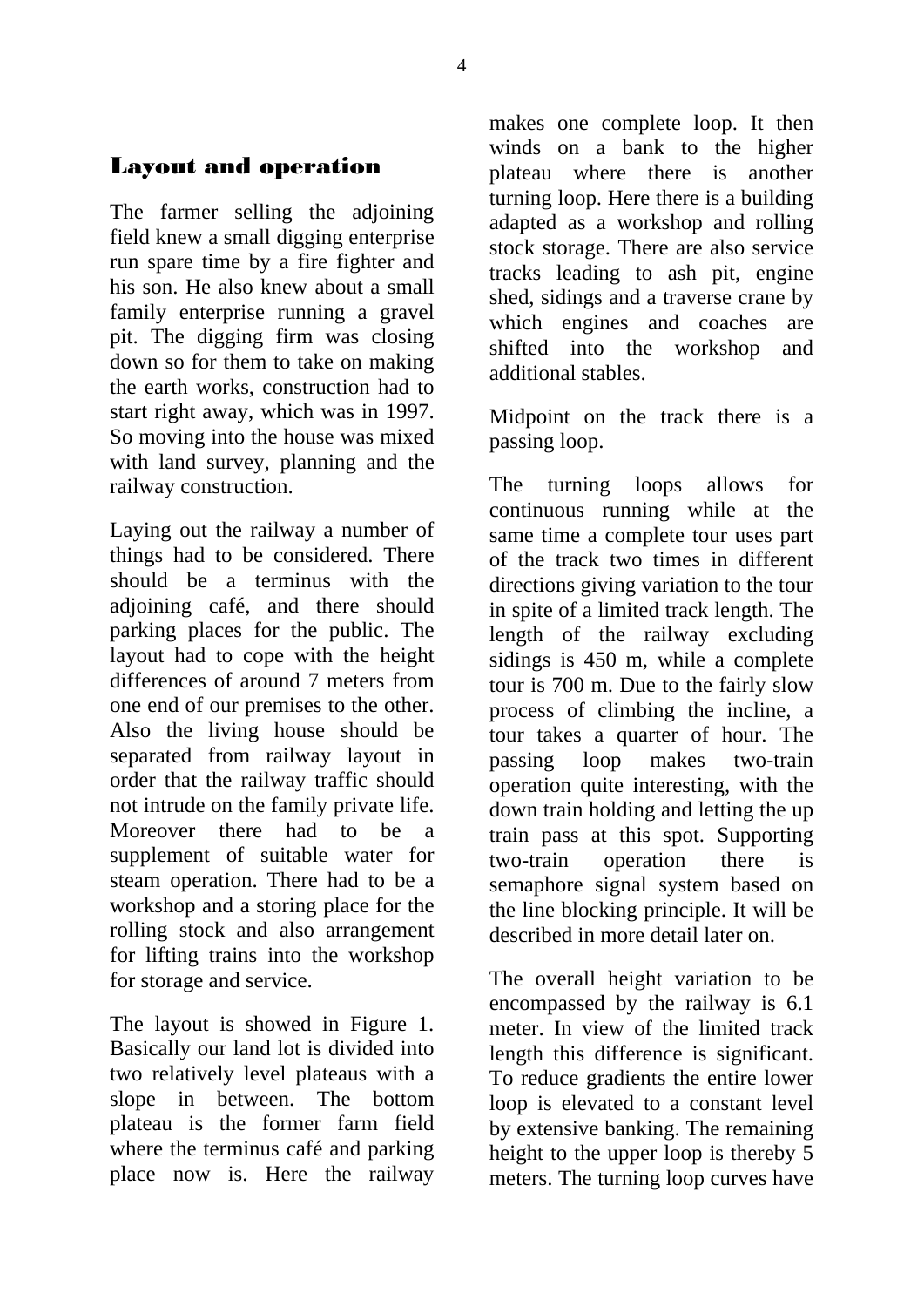## Layout and operation

The farmer selling the adjoining field knew a small digging enterprise run spare time by a fire fighter and his son. He also knew about a small family enterprise running a gravel pit. The digging firm was closing down so for them to take on making the earth works, construction had to start right away, which was in 1997. So moving into the house was mixed with land survey, planning and the railway construction.

Laying out the railway a number of things had to be considered. There should be a terminus with the adjoining café, and there should parking places for the public. The layout had to cope with the height differences of around 7 meters from one end of our premises to the other. Also the living house should be separated from railway layout in order that the railway traffic should not intrude on the family private life. Moreover there had to be a supplement of suitable water for steam operation. There had to be a workshop and a storing place for the rolling stock and also arrangement for lifting trains into the workshop for storage and service.

The layout is showed in Figure 1. Basically our land lot is divided into two relatively level plateaus with a slope in between. The bottom plateau is the former farm field where the terminus café and parking place now is. Here the railway makes one complete loop. It then winds on a bank to the higher plateau where there is another turning loop. Here there is a building adapted as a workshop and rolling stock storage. There are also service tracks leading to ash pit, engine shed, sidings and a traverse crane by which engines and coaches are shifted into the workshop and additional stables.

Midpoint on the track there is a passing loop.

The turning loops allows for continuous running while at the same time a complete tour uses part of the track two times in different directions giving variation to the tour in spite of a limited track length. The length of the railway excluding sidings is 450 m, while a complete tour is 700 m. Due to the fairly slow process of climbing the incline, a tour takes a quarter of hour. The passing loop makes two-train operation quite interesting, with the down train holding and letting the up train pass at this spot. Supporting two-train operation there is semaphore signal system based on the line blocking principle. It will be described in more detail later on.

The overall height variation to be encompassed by the railway is 6.1 meter. In view of the limited track length this difference is significant. To reduce gradients the entire lower loop is elevated to a constant level by extensive banking. The remaining height to the upper loop is thereby 5 meters. The turning loop curves have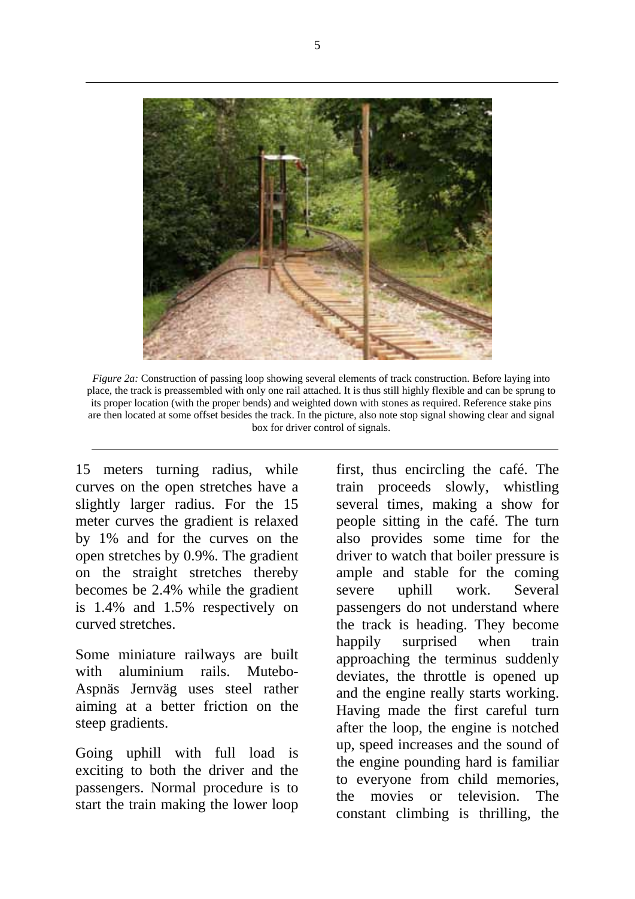*Figure 2a:* Construction of passing loop showing several elements of track construction. Before laying into place, the track is preassembled with only one rail attached. It is thus still highly flexible and can be sprung to its proper location (with the proper bends) and weighted down with stones as required. Reference stake pins are then located at some offset besides the track. In the picture, also note stop signal showing clear and signal box for driver control of signals.

15 meters turning radius, while curves on the open stretches have a slightly larger radius. For the 15 meter curves the gradient is relaxed by 1% and for the curves on the open stretches by 0.9%. The gradient on the straight stretches thereby becomes be 2.4% while the gradient is 1.4% and 1.5% respectively on curved stretches.

Some miniature railways are built with aluminium rails. Mutebo-Aspnäs Jernväg uses steel rather aiming at a better friction on the steep gradients.

Going uphill with full load is exciting to both the driver and the passengers. Normal procedure is to start the train making the lower loop first, thus encircling the café. The train proceeds slowly, whistling several times, making a show for people sitting in the café. The turn also provides some time for the driver to watch that boiler pressure is ample and stable for the coming severe uphill work. Several passengers do not understand where the track is heading. They become happily surprised when train approaching the terminus suddenly deviates, the throttle is opened up and the engine really starts working. Having made the first careful turn after the loop, the engine is notched up, speed increases and the sound of the engine pounding hard is familiar to everyone from child memories, the movies or television. The constant climbing is thrilling, the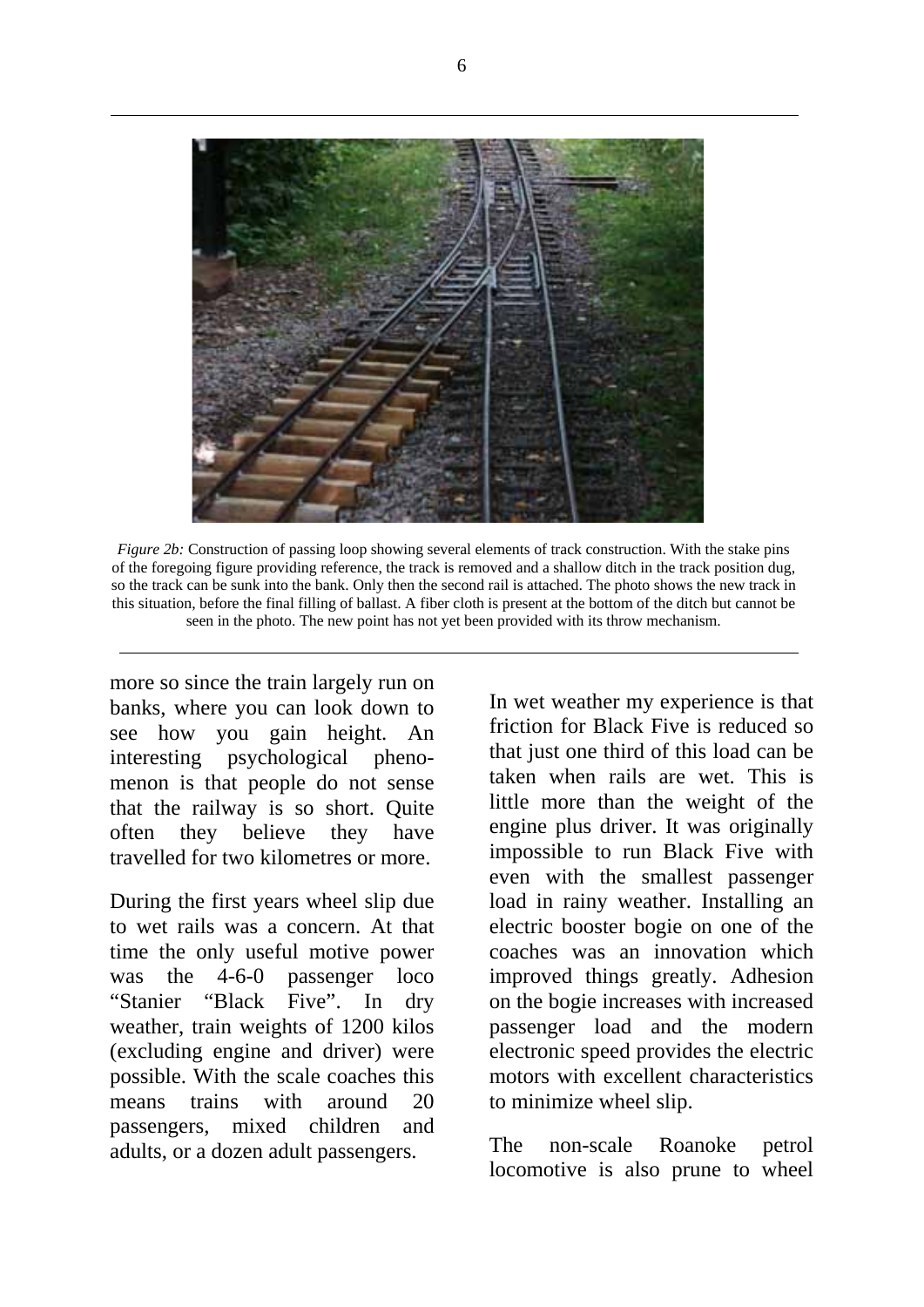*Figure 2b:* Construction of passing loop showing several elements of track construction. With the stake pins of the foregoing figure providing reference, the track is removed and a shallow ditch in the track position dug, so the track can be sunk into the bank. Only then the second rail is attached. The photo shows the new track in this situation, before the final filling of ballast. A fiber cloth is present at the bottom of the ditch but cannot be seen in the photo. The new point has not yet been provided with its throw mechanism.

more so since the train largely run on banks, where you can look down to see how you gain height. An interesting psychological phenomenon is that people do not sense that the railway is so short. Quite often they believe they have travelled for two kilometres or more.

During the first years wheel slip due to wet rails was a concern. At that time the only useful motive power was the 4-6-0 passenger loco "Stanier "Black Five". In dry weather, train weights of 1200 kilos (excluding engine and driver) were possible. With the scale coaches this means trains with around 20 passengers, mixed children and adults, or a dozen adult passengers.

In wet weather my experience is that friction for Black Five is reduced so that just one third of this load can be taken when rails are wet. This is little more than the weight of the engine plus driver. It was originally impossible to run Black Five with even with the smallest passenger load in rainy weather. Installing an electric booster bogie on one of the coaches was an innovation which improved things greatly. Adhesion on the bogie increases with increased passenger load and the modern electronic speed provides the electric motors with excellent characteristics to minimize wheel slip.

The non-scale Roanoke petrol locomotive is also prune to wheel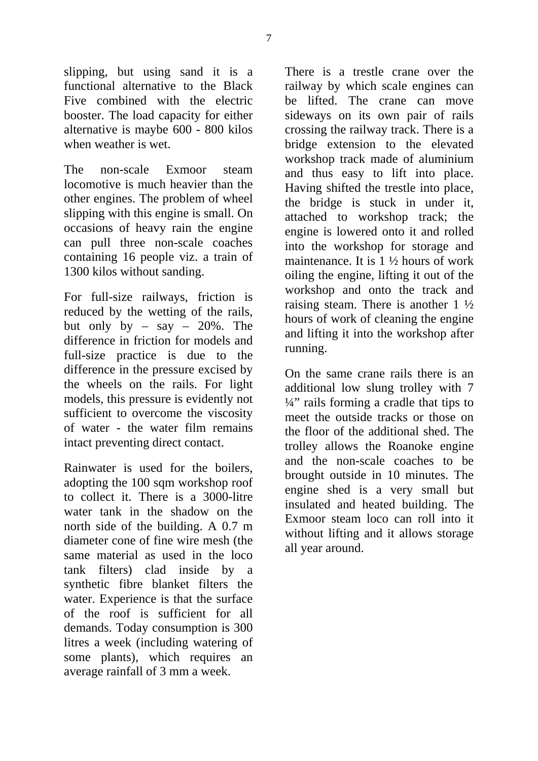slipping, but using sand it is a functional alternative to the Black Five combined with the electric booster. The load capacity for either alternative is maybe 600 - 800 kilos when weather is wet.

The non-scale Exmoor steam locomotive is much heavier than the other engines. The problem of wheel slipping with this engine is small. On occasions of heavy rain the engine can pull three non-scale coaches containing 16 people viz. a train of 1300 kilos without sanding.

For full-size railways, friction is reduced by the wetting of the rails, but only by – say – 20%. The difference in friction for models and full-size practice is due to the difference in the pressure excised by the wheels on the rails. For light models, this pressure is evidently not sufficient to overcome the viscosity of water - the water film remains intact preventing direct contact.

Rainwater is used for the boilers, adopting the 100 sqm workshop roof to collect it. There is a 3000-litre water tank in the shadow on the north side of the building. A 0.7 m diameter cone of fine wire mesh (the same material as used in the loco tank filters) clad inside by a synthetic fibre blanket filters the water. Experience is that the surface of the roof is sufficient for all demands. Today consumption is 300 litres a week (including watering of some plants), which requires an average rainfall of 3 mm a week.

There is a trestle crane over the railway by which scale engines can be lifted. The crane can move sideways on its own pair of rails crossing the railway track. There is a bridge extension to the elevated workshop track made of aluminium and thus easy to lift into place. Having shifted the trestle into place, the bridge is stuck in under it, attached to workshop track; the engine is lowered onto it and rolled into the workshop for storage and maintenance. It is 1 ½ hours of work oiling the engine, lifting it out of the workshop and onto the track and raising steam. There is another 1 ½ hours of work of cleaning the engine and lifting it into the workshop after running.

On the same crane rails there is an additional low slung trolley with 7 ¼" rails forming a cradle that tips to meet the outside tracks or those on the floor of the additional shed. The trolley allows the Roanoke engine and the non-scale coaches to be brought outside in 10 minutes. The engine shed is a very small but insulated and heated building. The Exmoor steam loco can roll into it without lifting and it allows storage all year around.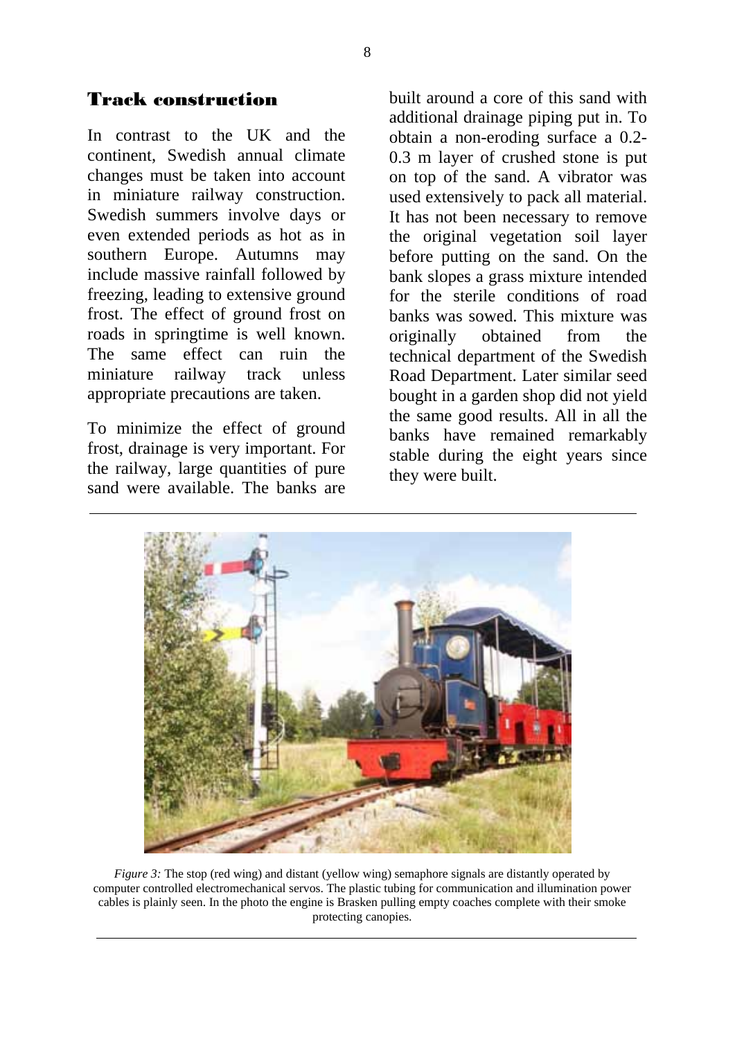## Track construction

In contrast to the UK and the continent, Swedish annual climate changes must be taken into account in miniature railway construction. Swedish summers involve days or even extended periods as hot as in southern Europe. Autumns may include massive rainfall followed by freezing, leading to extensive ground frost. The effect of ground frost on roads in springtime is well known. The same effect can ruin the miniature railway track unless appropriate precautions are taken.

To minimize the effect of ground frost, drainage is very important. For the railway, large quantities of pure sand were available. The banks are built around a core of this sand with additional drainage piping put in. To obtain a non-eroding surface a 0.2-0.3 m layer of crushed stone is put on top of the sand. A vibrator was used extensively to pack all material. It has not been necessary to remove the original vegetation soil layer before putting on the sand. On the bank slopes a grass mixture intended for the sterile conditions of road banks was sowed. This mixture was originally obtained from the technical department of the Swedish Road Department. Later similar seed bought in a garden shop did not yield the same good results. All in all the banks have remained remarkably stable during the eight years since they were built.

*Figure 3:* The stop (red wing) and distant (yellow wing) semaphore signals are distantly operated by computer controlled electromechanical servos. The plastic tubing for communication and illumination power cables is plainly seen. In the photo the engine is Brasken pulling empty coaches complete with their smoke protecting canopies.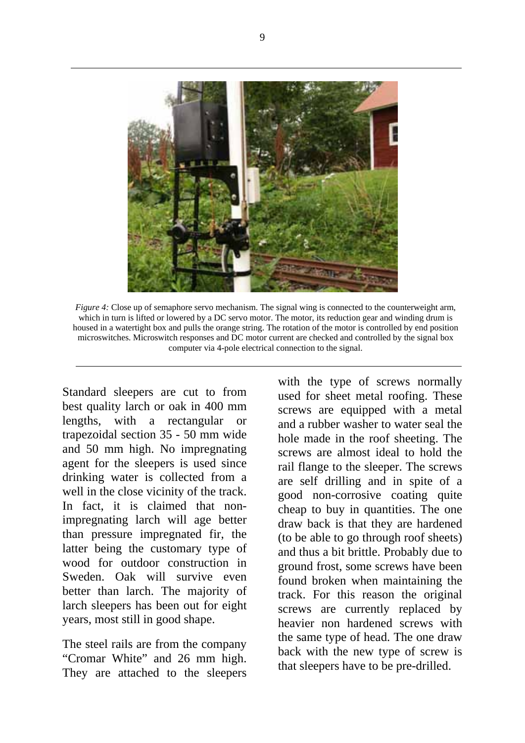*Figure 4:* Close up of semaphore servo mechanism. The signal wing is connected to the counterweight arm, which in turn is lifted or lowered by a DC servo motor. The motor, its reduction gear and winding drum is housed in a watertight box and pulls the orange string. The rotation of the motor is controlled by end position microswitches. Microswitch responses and DC motor current are checked and controlled by the signal box computer via 4-pole electrical connection to the signal.

Standard sleepers are cut to from best quality larch or oak in 400 mm lengths, with a rectangular or trapezoidal section 35 - 50 mm wide and 50 mm high. No impregnating agent for the sleepers is used since drinking water is collected from a well in the close vicinity of the track. In fact, it is claimed that non-impregnating larch will age better than pressure impregnated fir, the latter being the customary type of wood for outdoor construction in Sweden. Oak will survive even better than larch. The majority of larch sleepers has been out for eight years, most still in good shape.

The steel rails are from the company "Cromar White" and 26 mm high. They are attached to the sleepers with the type of screws normally used for sheet metal roofing. These screws are equipped with a metal and a rubber washer to water seal the hole made in the roof sheeting. The screws are almost ideal to hold the rail flange to the sleeper. The screws are self drilling and in spite of a good non-corrosive coating quite cheap to buy in quantities. The one draw back is that they are hardened (to be able to go through roof sheets) and thus a bit brittle. Probably due to ground frost, some screws have been found broken when maintaining the track. For this reason the original screws are currently replaced by heavier non hardened screws with the same type of head. The one draw back with the new type of screw is that sleepers have to be pre-drilled.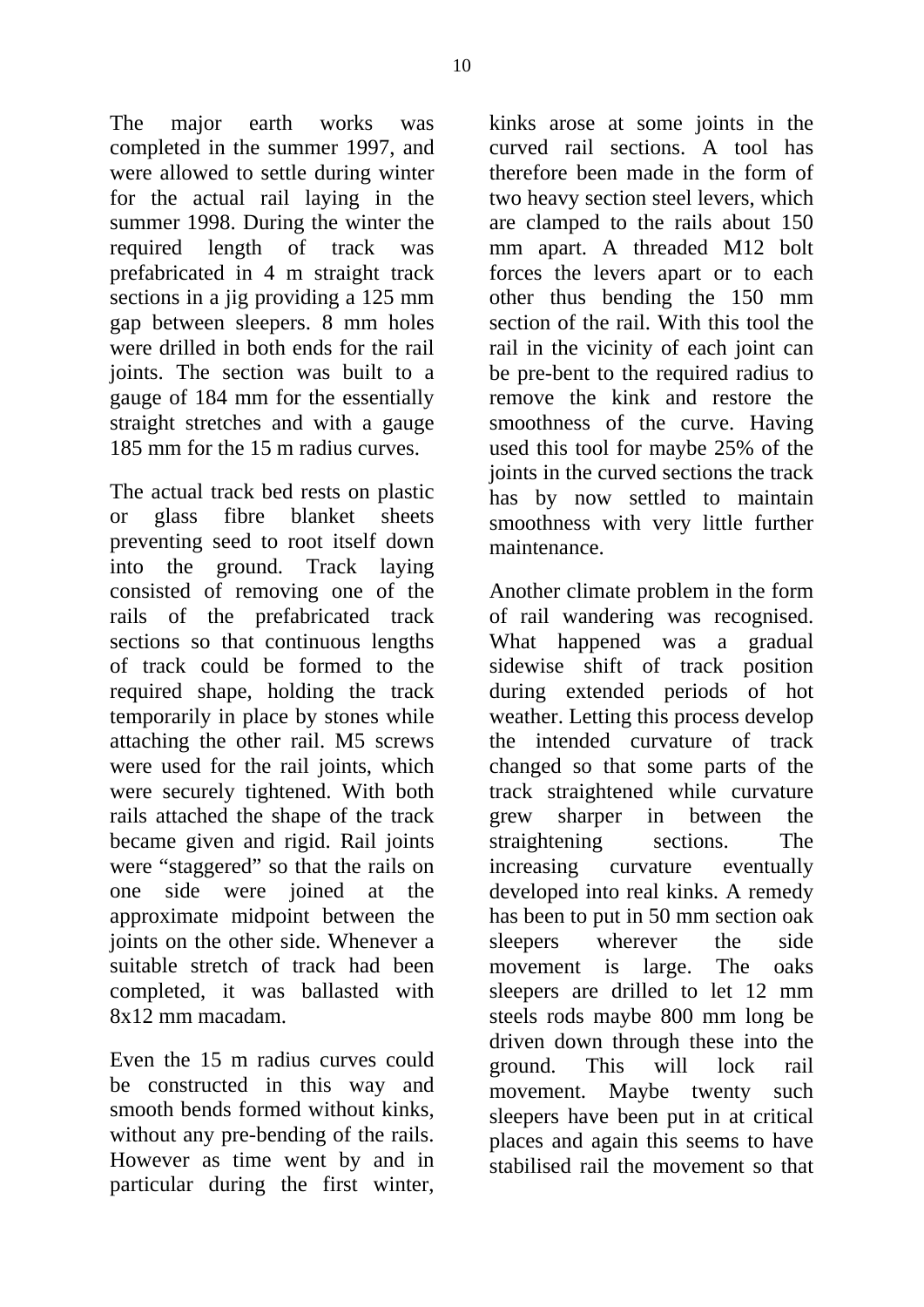The major earth works was completed in the summer 1997, and were allowed to settle during winter for the actual rail laying in the summer 1998. During the winter the required length of track was prefabricated in 4 m straight track sections in a jig providing a 125 mm gap between sleepers. 8 mm holes were drilled in both ends for the rail joints. The section was built to a gauge of 184 mm for the essentially straight stretches and with a gauge 185 mm for the 15 m radius curves.

The actual track bed rests on plastic or glass fibre blanket sheets preventing seed to root itself down into the ground. Track laying consisted of removing one of the rails of the prefabricated track sections so that continuous lengths of track could be formed to the required shape, holding the track temporarily in place by stones while attaching the other rail. M5 screws were used for the rail joints, which were securely tightened. With both rails attached the shape of the track became given and rigid. Rail joints were "staggered" so that the rails on one side were joined at the approximate midpoint between the joints on the other side. Whenever a suitable stretch of track had been completed, it was ballasted with 8x12 mm macadam.

Even the 15 m radius curves could be constructed in this way and smooth bends formed without kinks, without any pre-bending of the rails. However as time went by and in particular during the first winter, kinks arose at some joints in the curved rail sections. A tool has therefore been made in the form of two heavy section steel levers, which are clamped to the rails about 150 mm apart. A threaded M12 bolt forces the levers apart or to each other thus bending the 150 mm section of the rail. With this tool the rail in the vicinity of each joint can be pre-bent to the required radius to remove the kink and restore the smoothness of the curve. Having used this tool for maybe 25% of the joints in the curved sections the track has by now settled to maintain smoothness with very little further maintenance.

Another climate problem in the form of rail wandering was recognised. What happened was a gradual sidewise shift of track position during extended periods of hot weather. Letting this process develop the intended curvature of track changed so that some parts of the track straightened while curvature grew sharper in between the straightening sections. The increasing curvature eventually developed into real kinks. A remedy has been to put in 50 mm section oak sleepers wherever the side movement is large. The oaks sleepers are drilled to let 12 mm steels rods maybe 800 mm long be driven down through these into the ground. This will lock rail movement. Maybe twenty such sleepers have been put in at critical places and again this seems to have stabilised rail the movement so that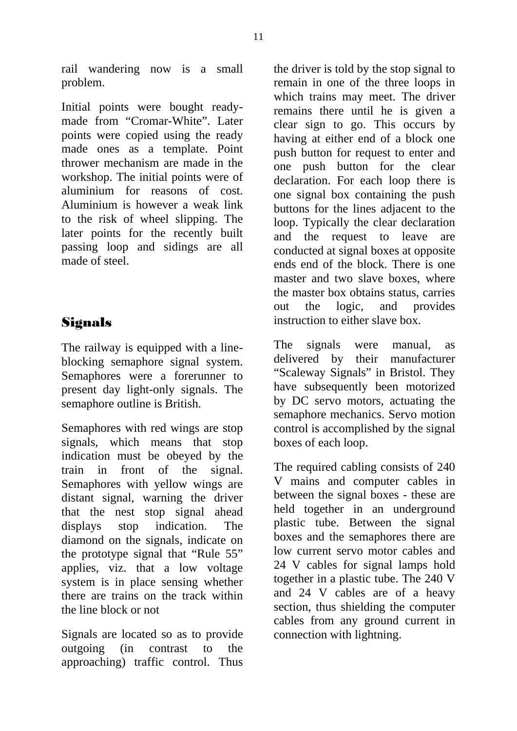rail wandering now is a small problem.

Initial points were bought ready-made from "Cromar-White". Later points were copied using the ready made ones as a template. Point thrower mechanism are made in the workshop. The initial points were of aluminium for reasons of cost. Aluminium is however a weak link to the risk of wheel slipping. The later points for the recently built passing loop and sidings are all made of steel.

## Signals

The railway is equipped with a line-blocking semaphore signal system. Semaphores were a forerunner to present day light-only signals. The semaphore outline is British.

Semaphores with red wings are stop signals, which means that stop indication must be obeyed by the train in front of the signal. Semaphores with yellow wings are distant signal, warning the driver that the nest stop signal ahead displays stop indication. The diamond on the signals, indicate on the prototype signal that "Rule 55" applies, viz. that a low voltage system is in place sensing whether there are trains on the track within the line block or not

Signals are located so as to provide outgoing (in contrast to the approaching) traffic control. Thus the driver is told by the stop signal to remain in one of the three loops in which trains may meet. The driver remains there until he is given a clear sign to go. This occurs by having at either end of a block one push button for request to enter and one push button for the clear declaration. For each loop there is one signal box containing the push buttons for the lines adjacent to the loop. Typically the clear declaration and the request to leave are conducted at signal boxes at opposite ends end of the block. There is one master and two slave boxes, where the master box obtains status, carries out the logic, and provides instruction to either slave box.

The signals were manual, as delivered by their manufacturer "Scaleway Signals" in Bristol. They have subsequently been motorized by DC servo motors, actuating the semaphore mechanics. Servo motion control is accomplished by the signal boxes of each loop.

The required cabling consists of 240 V mains and computer cables in between the signal boxes - these are held together in an underground plastic tube. Between the signal boxes and the semaphores there are low current servo motor cables and 24 V cables for signal lamps hold together in a plastic tube. The 240 V and 24 V cables are of a heavy section, thus shielding the computer cables from any ground current in connection with lightning.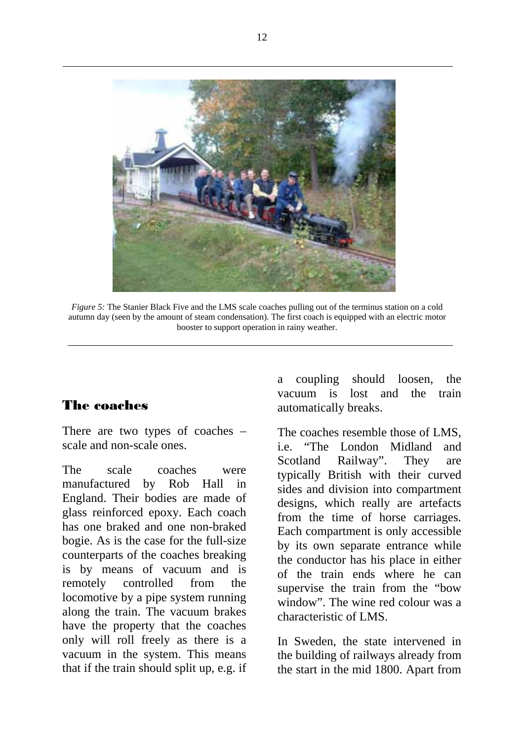*Figure 5:* The Stanier Black Five and the LMS scale coaches pulling out of the terminus station on a cold autumn day (seen by the amount of steam condensation). The first coach is equipped with an electric motor booster to support operation in rainy weather.

## The coaches

There are two types of coaches – scale and non-scale ones.

The scale coaches were manufactured by Rob Hall in England. Their bodies are made of glass reinforced epoxy. Each coach has one braked and one non-braked bogie. As is the case for the full-size counterparts of the coaches breaking is by means of vacuum and is remotely controlled from the locomotive by a pipe system running along the train. The vacuum brakes have the property that the coaches only will roll freely as there is a vacuum in the system. This means that if the train should split up, e.g. if a coupling should loosen, the vacuum is lost and the train automatically breaks.

The coaches resemble those of LMS, i.e. "The London Midland and Scotland Railway". They are typically British with their curved sides and division into compartment designs, which really are artefacts from the time of horse carriages. Each compartment is only accessible by its own separate entrance while the conductor has his place in either of the train ends where he can supervise the train from the "bow window". The wine red colour was a characteristic of LMS.

In Sweden, the state intervened in the building of railways already from the start in the mid 1800. Apart from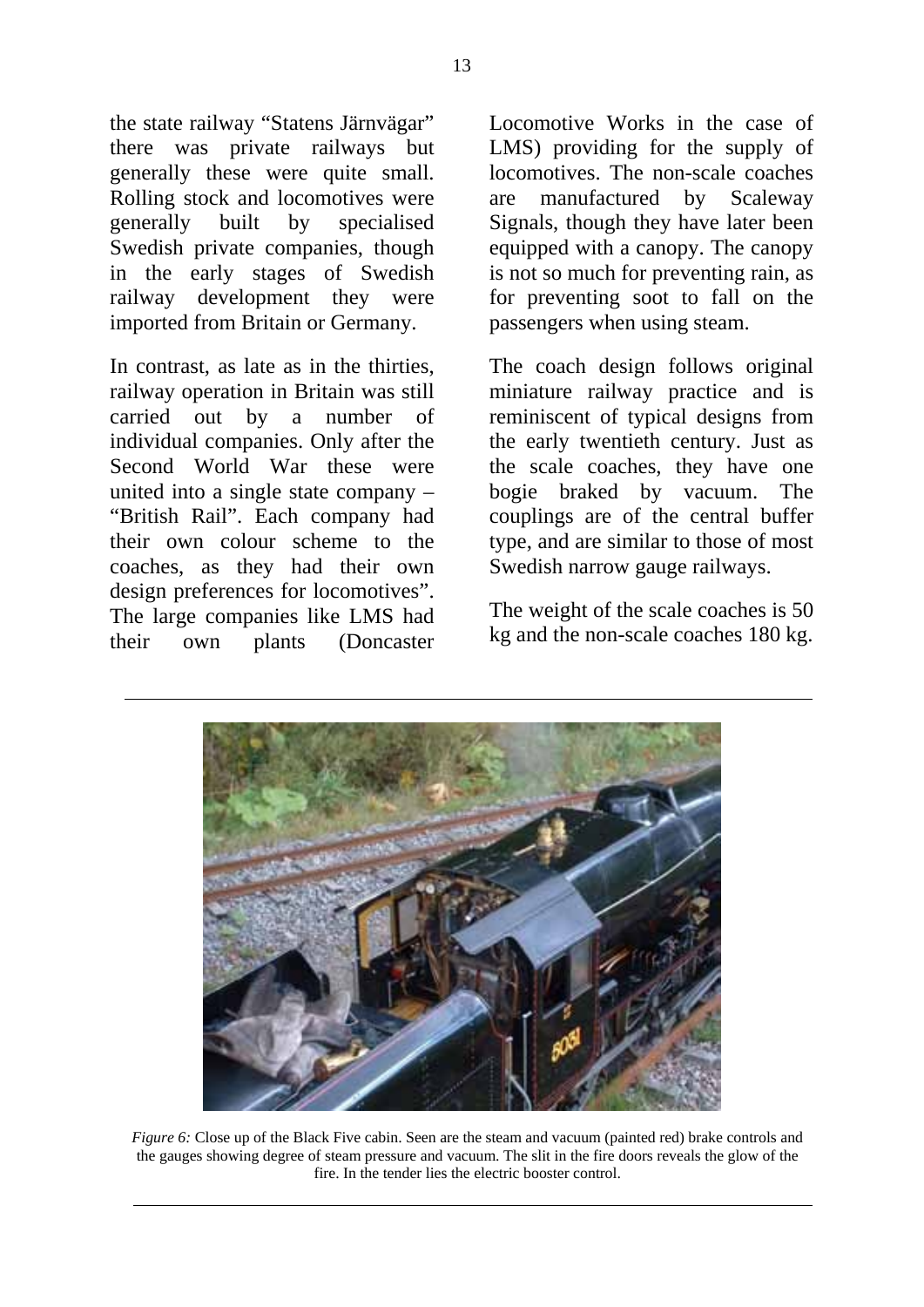the state railway "Statens Järnvägar" there was private railways but generally these were quite small. Rolling stock and locomotives were generally built by specialised Swedish private companies, though in the early stages of Swedish railway development they were imported from Britain or Germany.

In contrast, as late as in the thirties, railway operation in Britain was still carried out by a number of individual companies. Only after the Second World War these were united into a single state company – "British Rail". Each company had their own colour scheme to the coaches, as they had their own design preferences for locomotives". The large companies like LMS had their own plants (Doncaster Locomotive Works in the case of LMS) providing for the supply of locomotives. The non-scale coaches are manufactured by Scaleway Signals, though they have later been equipped with a canopy. The canopy is not so much for preventing rain, as for preventing soot to fall on the passengers when using steam.

The coach design follows original miniature railway practice and is reminiscent of typical designs from the early twentieth century. Just as the scale coaches, they have one bogie braked by vacuum. The couplings are of the central buffer type, and are similar to those of most Swedish narrow gauge railways.

The weight of the scale coaches is 50 kg and the non-scale coaches 180 kg.

*Figure 6:* Close up of the Black Five cabin. Seen are the steam and vacuum (painted red) brake controls and the gauges showing degree of steam pressure and vacuum. The slit in the fire doors reveals the glow of the fire. In the tender lies the electric booster control.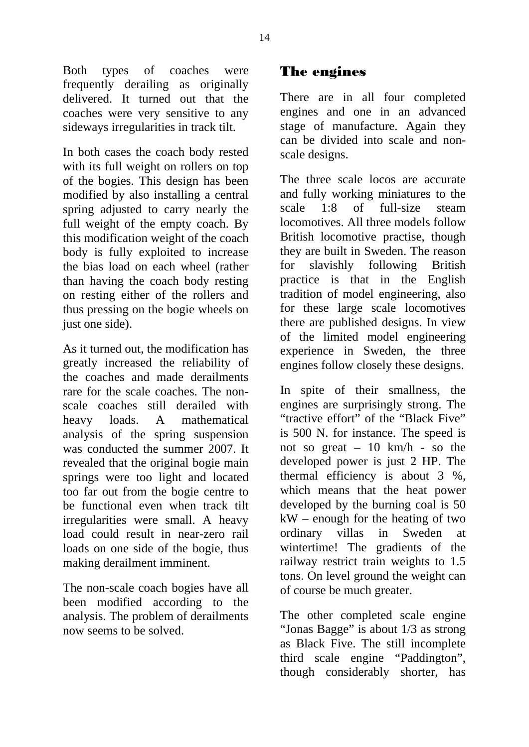Both types of coaches were frequently derailing as originally delivered. It turned out that the coaches were very sensitive to any sideways irregularities in track tilt.

In both cases the coach body rested with its full weight on rollers on top of the bogies. This design has been modified by also installing a central spring adjusted to carry nearly the full weight of the empty coach. By this modification weight of the coach body is fully exploited to increase the bias load on each wheel (rather than having the coach body resting on resting either of the rollers and thus pressing on the bogie wheels on just one side).

As it turned out, the modification has greatly increased the reliability of the coaches and made derailments rare for the scale coaches. The non-scale coaches still derailed with heavy loads. A mathematical analysis of the spring suspension was conducted the summer 2007. It revealed that the original bogie main springs were too light and located too far out from the bogie centre to be functional even when track tilt irregularities were small. A heavy load could result in near-zero rail loads on one side of the bogie, thus making derailment imminent.

The non-scale coach bogies have all been modified according to the analysis. The problem of derailments now seems to be solved.

## The engines

There are in all four completed engines and one in an advanced stage of manufacture. Again they can be divided into scale and non-scale designs.

The three scale locos are accurate and fully working miniatures to the scale 1:8 of full-size steam locomotives. All three models follow British locomotive practise, though they are built in Sweden. The reason for slavishly following British practice is that in the English tradition of model engineering, also for these large scale locomotives there are published designs. In view of the limited model engineering experience in Sweden, the three engines follow closely these designs.

In spite of their smallness, the engines are surprisingly strong. The "tractive effort" of the "Black Five" is 500 N. for instance. The speed is not so great – 10 km/h - so the developed power is just 2 HP. The thermal efficiency is about 3 %, which means that the heat power developed by the burning coal is 50 kW – enough for the heating of two ordinary villas in Sweden at wintertime! The gradients of the railway restrict train weights to 1.5 tons. On level ground the weight can of course be much greater.

The other completed scale engine "Jonas Bagge" is about 1/3 as strong as Black Five. The still incomplete third scale engine "Paddington", though considerably shorter, has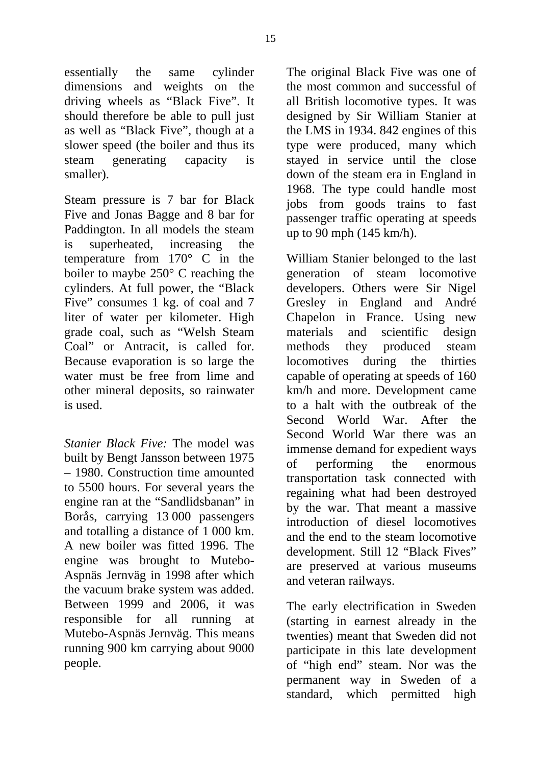essentially the same cylinder dimensions and weights on the driving wheels as "Black Five". It should therefore be able to pull just as well as "Black Five", though at a slower speed (the boiler and thus its steam generating capacity is smaller).

Steam pressure is 7 bar for Black Five and Jonas Bagge and 8 bar for Paddington. In all models the steam is superheated, increasing the temperature from 170° C in the boiler to maybe 250° C reaching the cylinders. At full power, the "Black Five" consumes 1 kg. of coal and 7 liter of water per kilometer. High grade coal, such as "Welsh Steam Coal" or Antracit, is called for. Because evaporation is so large the water must be free from lime and other mineral deposits, so rainwater is used.

*Stanier Black Five:* The model was built by Bengt Jansson between 1975 – 1980. Construction time amounted to 5500 hours. For several years the engine ran at the "Sandlidsbanan" in Borås, carrying 13 000 passengers and totalling a distance of 1 000 km. A new boiler was fitted 1996. The engine was brought to Mutebo-Aspnäs Jernväg in 1998 after which the vacuum brake system was added. Between 1999 and 2006, it was responsible for all running at Mutebo-Aspnäs Jernväg. This means running 900 km carrying about 9000 people.

The original Black Five was one of the most common and successful of all British locomotive types. It was designed by Sir William Stanier at the LMS in 1934. 842 engines of this type were produced, many which stayed in service until the close down of the steam era in England in 1968. The type could handle most jobs from goods trains to fast passenger traffic operating at speeds up to 90 mph (145 km/h).

William Stanier belonged to the last generation of steam locomotive developers. Others were Sir Nigel Gresley in England and André Chapelon in France. Using new materials and scientific design methods they produced steam locomotives during the thirties capable of operating at speeds of 160 km/h and more. Development came to a halt with the outbreak of the Second World War. After the Second World War there was an immense demand for expedient ways of performing the enormous transportation task connected with regaining what had been destroyed by the war. That meant a massive introduction of diesel locomotives and the end to the steam locomotive development. Still 12 "Black Fives" are preserved at various museums and veteran railways.

The early electrification in Sweden (starting in earnest already in the twenties) meant that Sweden did not participate in this late development of "high end" steam. Nor was the permanent way in Sweden of a standard, which permitted high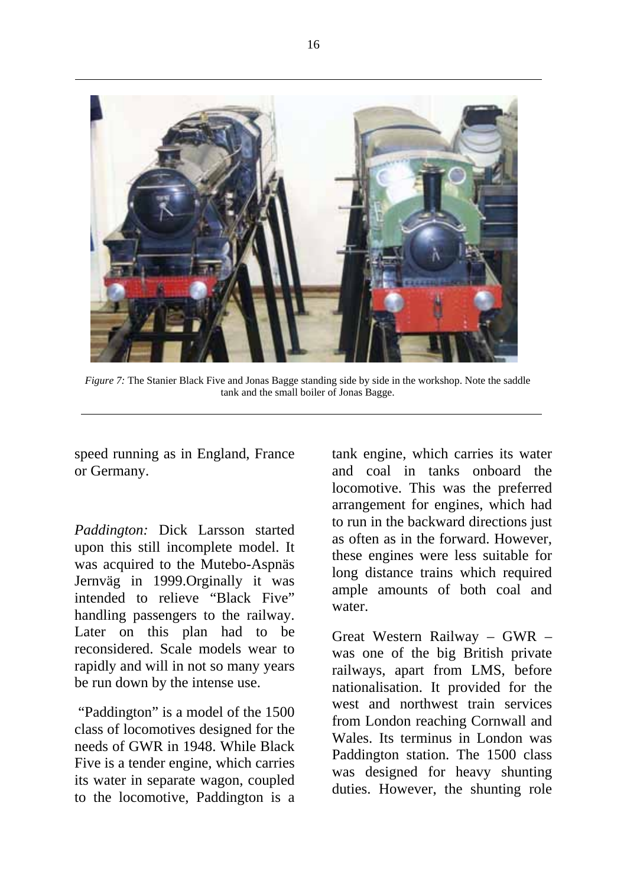*Figure 7:* The Stanier Black Five and Jonas Bagge standing side by side in the workshop. Note the saddle tank and the small boiler of Jonas Bagge.

speed running as in England, France or Germany.

*Paddington:* Dick Larsson started upon this still incomplete model. It was acquired to the Mutebo-Aspnäs Jernväg in 1999.Orginally it was intended to relieve "Black Five" handling passengers to the railway. Later on this plan had to be reconsidered. Scale models wear to rapidly and will in not so many years be run down by the intense use.

"Paddington" is a model of the 1500 class of locomotives designed for the needs of GWR in 1948. While Black Five is a tender engine, which carries its water in separate wagon, coupled to the locomotive, Paddington is a tank engine, which carries its water and coal in tanks onboard the locomotive. This was the preferred arrangement for engines, which had to run in the backward directions just as often as in the forward. However, these engines were less suitable for long distance trains which required ample amounts of both coal and water.

Great Western Railway – GWR – was one of the big British private railways, apart from LMS, before nationalisation. It provided for the west and northwest train services from London reaching Cornwall and Wales. Its terminus in London was Paddington station. The 1500 class was designed for heavy shunting duties. However, the shunting role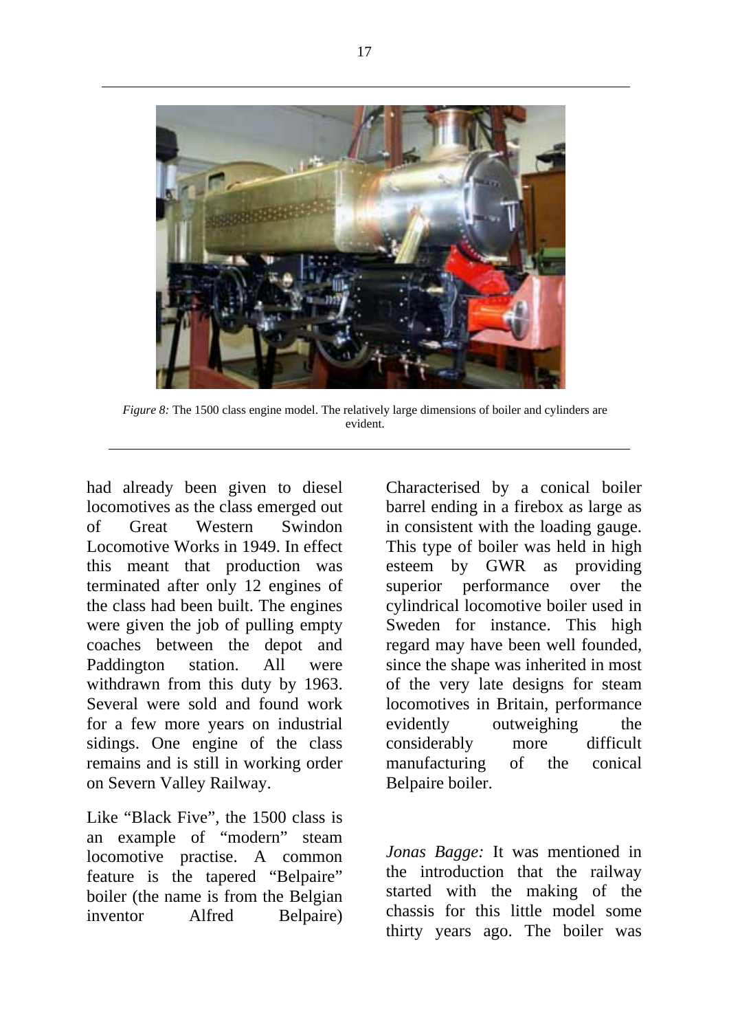*Figure 8:* The 1500 class engine model. The relatively large dimensions of boiler and cylinders are evident.

had already been given to diesel locomotives as the class emerged out of Great Western Swindon Locomotive Works in 1949. In effect this meant that production was terminated after only 12 engines of the class had been built. The engines were given the job of pulling empty coaches between the depot and Paddington station. All were withdrawn from this duty by 1963. Several were sold and found work for a few more years on industrial sidings. One engine of the class remains and is still in working order on Severn Valley Railway.

Like "Black Five", the 1500 class is an example of "modern" steam locomotive practise. A common feature is the tapered "Belpaire" boiler (the name is from the Belgian inventor Alfred Belpaire) Characterised by a conical boiler barrel ending in a firebox as large as in consistent with the loading gauge. This type of boiler was held in high esteem by GWR as providing superior performance over the cylindrical locomotive boiler used in Sweden for instance. This high regard may have been well founded, since the shape was inherited in most of the very late designs for steam locomotives in Britain, performance evidently outweighing the considerably more difficult manufacturing of the conical Belpaire boiler.

*Jonas Bagge:* It was mentioned in the introduction that the railway started with the making of the chassis for this little model some thirty years ago. The boiler was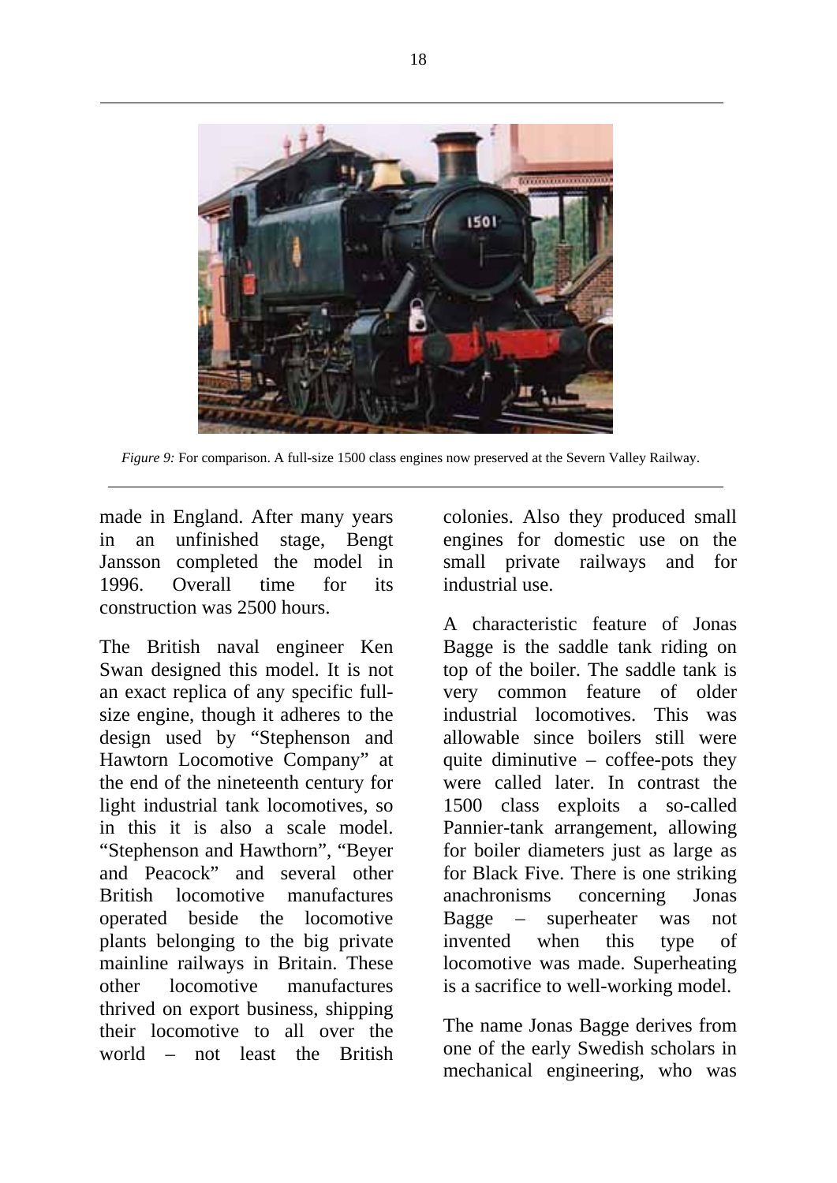*Figure 9:* For comparison. A full-size 1500 class engines now preserved at the Severn Valley Railway.

made in England. After many years in an unfinished stage, Bengt Jansson completed the model in 1996. Overall time for its construction was 2500 hours.

The British naval engineer Ken Swan designed this model. It is not an exact replica of any specific full-size engine, though it adheres to the design used by "Stephenson and Hawtorn Locomotive Company" at the end of the nineteenth century for light industrial tank locomotives, so in this it is also a scale model. "Stephenson and Hawthorn", "Beyer and Peacock" and several other British locomotive manufactures operated beside the locomotive plants belonging to the big private mainline railways in Britain. These other locomotive manufactures thrived on export business, shipping their locomotive to all over the world – not least the British colonies. Also they produced small engines for domestic use on the small private railways and for industrial use.

A characteristic feature of Jonas Bagge is the saddle tank riding on top of the boiler. The saddle tank is very common feature of older industrial locomotives. This was allowable since boilers still were quite diminutive – coffee-pots they were called later. In contrast the 1500 class exploits a so-called Pannier-tank arrangement, allowing for boiler diameters just as large as for Black Five. There is one striking anachronisms concerning Jonas Bagge – superheater was not invented when this type of locomotive was made. Superheating is a sacrifice to well-working model.

The name Jonas Bagge derives from one of the early Swedish scholars in mechanical engineering, who was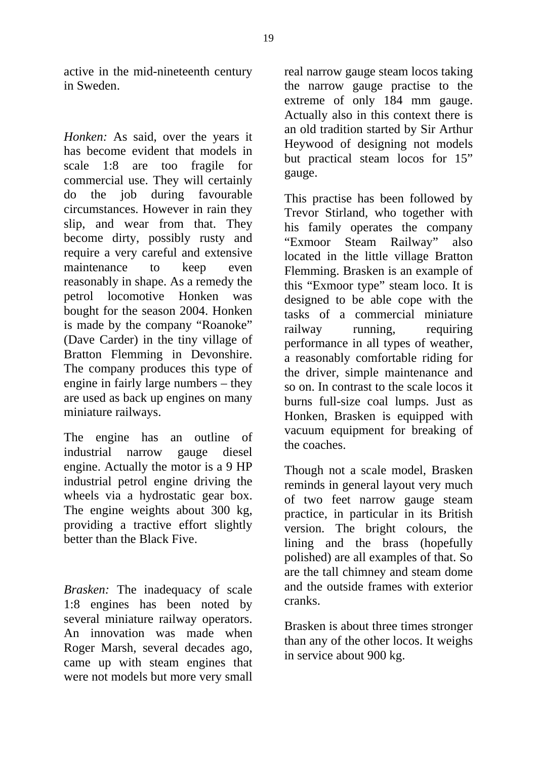active in the mid-nineteenth century in Sweden.

*Honken:* As said, over the years it has become evident that models in scale 1:8 are too fragile for commercial use. They will certainly do the job during favourable circumstances. However in rain they slip, and wear from that. They become dirty, possibly rusty and require a very careful and extensive maintenance to keep even reasonably in shape. As a remedy the petrol locomotive Honken was bought for the season 2004. Honken is made by the company “Roanoke” (Dave Carder) in the tiny village of Bratton Flemming in Devonshire. The company produces this type of engine in fairly large numbers – they are used as back up engines on many miniature railways.

The engine has an outline of industrial narrow gauge diesel engine. Actually the motor is a 9 HP industrial petrol engine driving the wheels via a hydrostatic gear box. The engine weights about 300 kg, providing a tractive effort slightly better than the Black Five.

*Brasken:* The inadequacy of scale 1:8 engines has been noted by several miniature railway operators. An innovation was made when Roger Marsh, several decades ago, came up with steam engines that were not models but more very small real narrow gauge steam locos taking the narrow gauge practise to the extreme of only 184 mm gauge. Actually also in this context there is an old tradition started by Sir Arthur Heywood of designing not models but practical steam locos for 15” gauge.

This practise has been followed by Trevor Stirland, who together with his family operates the company “Exmoor Steam Railway” also located in the little village Bratton Flemming. Brasken is an example of this “Exmoor type” steam loco. It is designed to be able cope with the tasks of a commercial miniature railway running, requiring performance in all types of weather, a reasonably comfortable riding for the driver, simple maintenance and so on. In contrast to the scale locos it burns full-size coal lumps. Just as Honken, Brasken is equipped with vacuum equipment for breaking of the coaches.

Though not a scale model, Brasken reminds in general layout very much of two feet narrow gauge steam practice, in particular in its British version. The bright colours, the lining and the brass (hopefully polished) are all examples of that. So are the tall chimney and steam dome and the outside frames with exterior cranks.

Brasken is about three times stronger than any of the other locos. It weighs in service about 900 kg.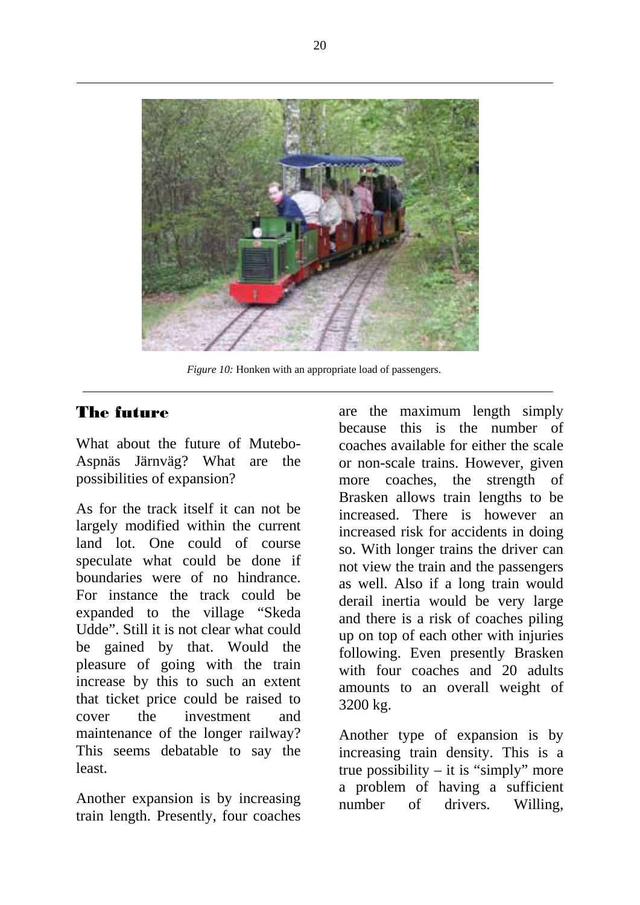*Figure 10:* Honken with an appropriate load of passengers.

## The future

What about the future of Mutebo-Aspnäs Järnväg? What are the possibilities of expansion?

As for the track itself it can not be largely modified within the current land lot. One could of course speculate what could be done if boundaries were of no hindrance. For instance the track could be expanded to the village “Skeda Udde”. Still it is not clear what could be gained by that. Would the pleasure of going with the train increase by this to such an extent that ticket price could be raised to cover the investment and maintenance of the longer railway? This seems debatable to say the least.

Another expansion is by increasing train length. Presently, four coaches are the maximum length simply because this is the number of coaches available for either the scale or non-scale trains. However, given more coaches, the strength of Brasken allows train lengths to be increased. There is however an increased risk for accidents in doing so. With longer trains the driver can not view the train and the passengers as well. Also if a long train would derail inertia would be very large and there is a risk of coaches piling up on top of each other with injuries following. Even presently Brasken with four coaches and 20 adults amounts to an overall weight of 3200 kg.

Another type of expansion is by increasing train density. This is a true possibility – it is “simply” more a problem of having a sufficient number of drivers. Willing,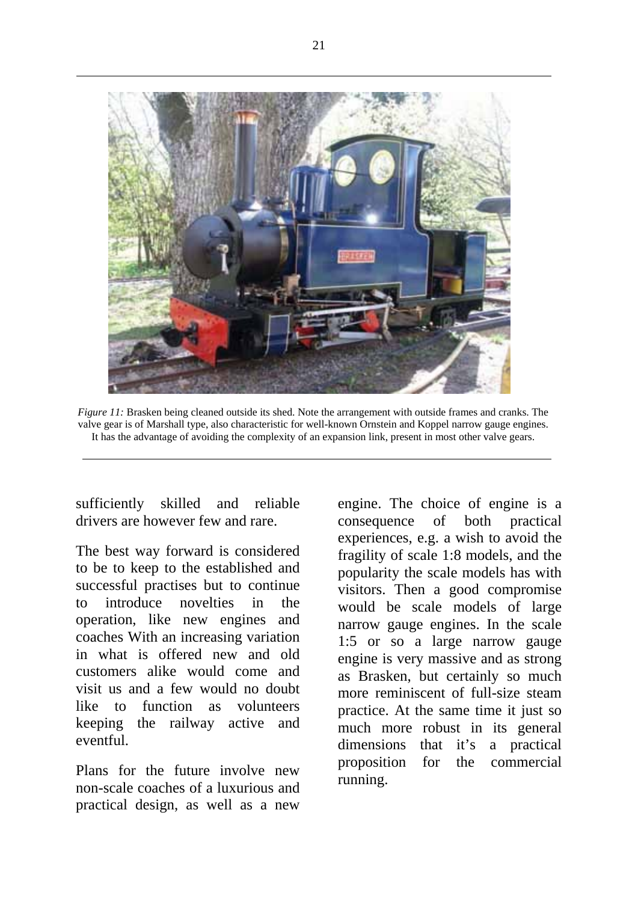*Figure 11:* Brasken being cleaned outside its shed. Note the arrangement with outside frames and cranks. The valve gear is of Marshall type, also characteristic for well-known Ornstein and Koppel narrow gauge engines. It has the advantage of avoiding the complexity of an expansion link, present in most other valve gears.

sufficiently skilled and reliable drivers are however few and rare.

The best way forward is considered to be to keep to the established and successful practises but to continue to introduce novelties in the operation, like new engines and coaches With an increasing variation in what is offered new and old customers alike would come and visit us and a few would no doubt like to function as volunteers keeping the railway active and eventful.

Plans for the future involve new non-scale coaches of a luxurious and practical design, as well as a new engine. The choice of engine is a consequence of both practical experiences, e.g. a wish to avoid the fragility of scale 1:8 models, and the popularity the scale models has with visitors. Then a good compromise would be scale models of large narrow gauge engines. In the scale 1:5 or so a large narrow gauge engine is very massive and as strong as Brasken, but certainly so much more reminiscent of full-size steam practice. At the same time it just so much more robust in its general dimensions that it's a practical proposition for the commercial running.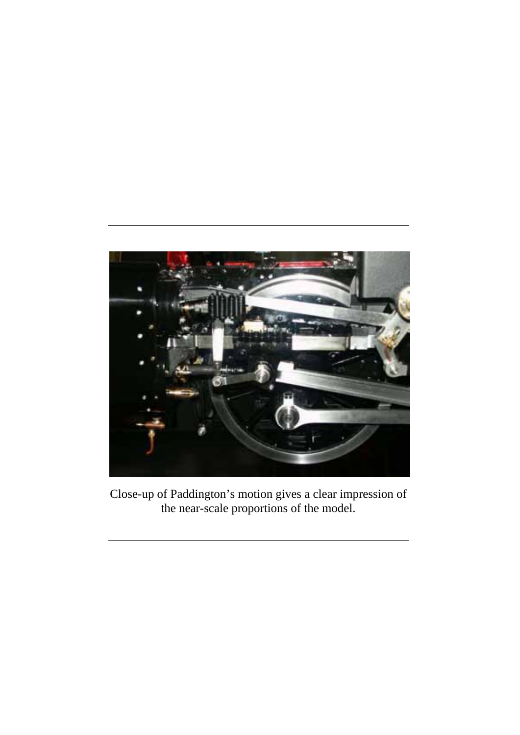Close-up of Paddington's motion gives a clear impression of the near-scale proportions of the model.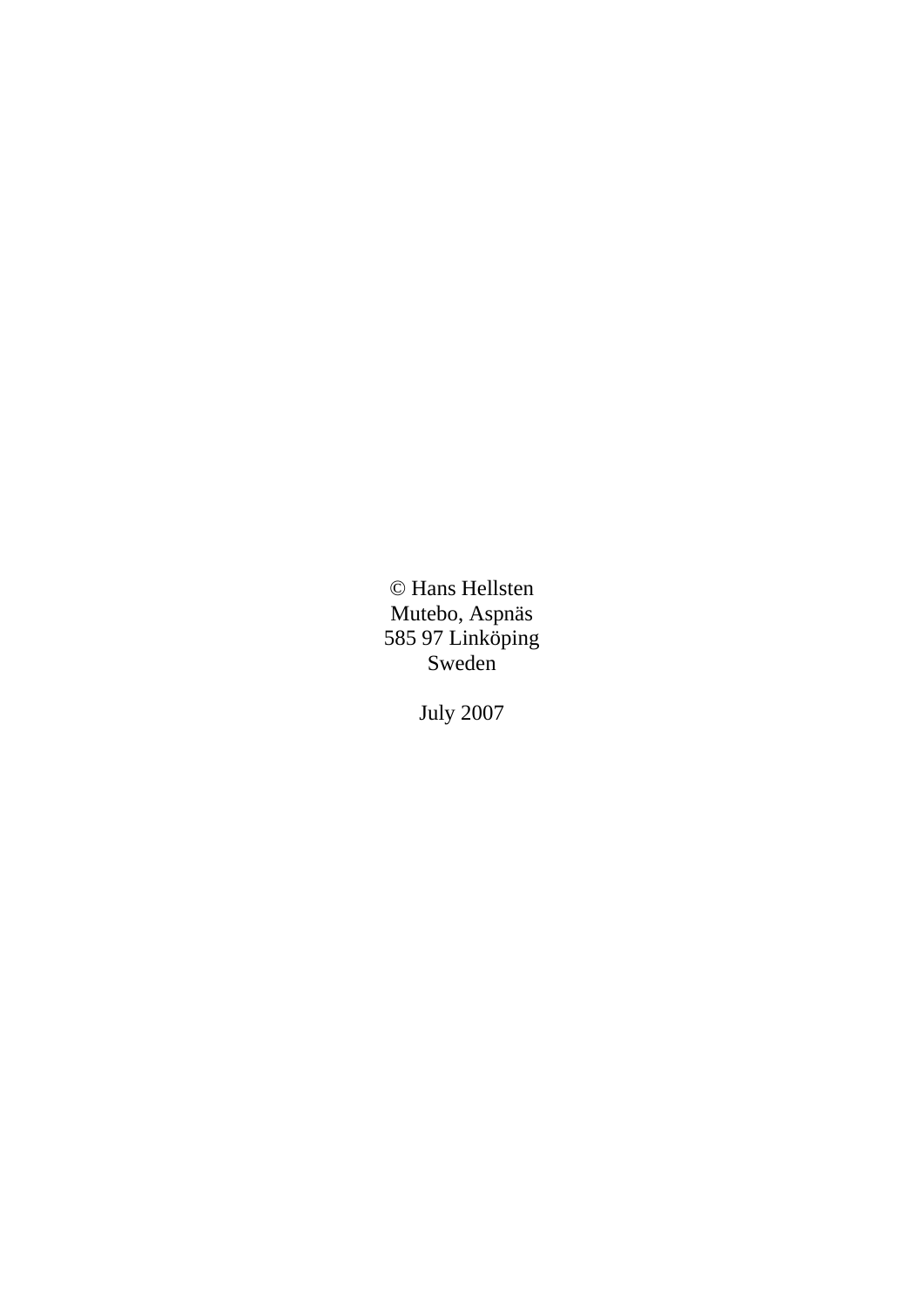© Hans Hellsten
Mutebo, Aspnäs
585 97 Linköping
Sweden

July 2007